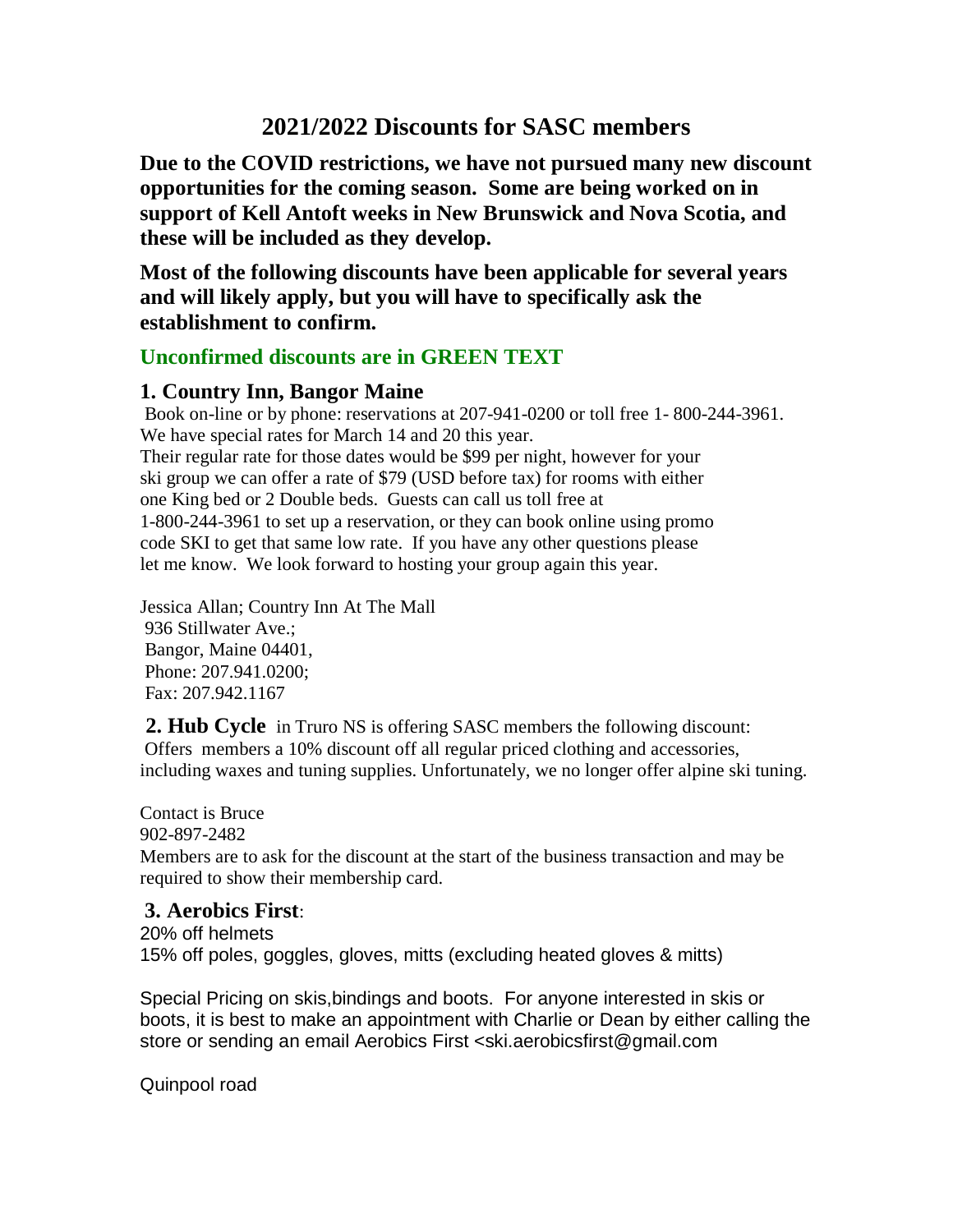# 2021/2022 Discounts for SASC members

**Due to the COVID restrictions, we have not pursued many new discount opportunities for the coming season. Some are being worked on in support of Kell Antoft weeks in New Brunswick and Nova Scotia, and these will be included as they develop.**

**Most of the following discounts have been applicable for several years and will likely apply, but you will have to specifically ask the establishment to confirm.**

## Unconfirmed discounts are in GREEN TEXT

### 1. Country Inn, Bangor Maine

Book on-line or by phone: reservations at 207-941-0200 or toll free 1- 800-244-3961.
We have special rates for March 14 and 20 this year.
Their regular rate for those dates would be $99 per night, however for your ski group we can offer a rate of $79 (USD before tax) for rooms with either one King bed or 2 Double beds. Guests can call us toll free at 1-800-244-3961 to set up a reservation, or they can book online using promo code SKI to get that same low rate. If you have any other questions please let me know. We look forward to hosting your group again this year.

Jessica Allan; Country Inn At The Mall
936 Stillwater Ave.;
Bangor, Maine 04401,
Phone: 207.941.0200;
Fax: 207.942.1167

**2. Hub Cycle** in Truro NS is offering SASC members the following discount:
Offers members a 10% discount off all regular priced clothing and accessories, including waxes and tuning supplies. Unfortunately, we no longer offer alpine ski tuning.

Contact is Bruce
902-897-2482
Members are to ask for the discount at the start of the business transaction and may be required to show their membership card.

**3. Aerobics First**:
20% off helmets
15% off poles, goggles, gloves, mitts (excluding heated gloves & mitts)

Special Pricing on skis,bindings and boots. For anyone interested in skis or boots, it is best to make an appointment with Charlie or Dean by either calling the store or sending an email Aerobics First <ski.aerobicsfirst@gmail.com

Quinpool road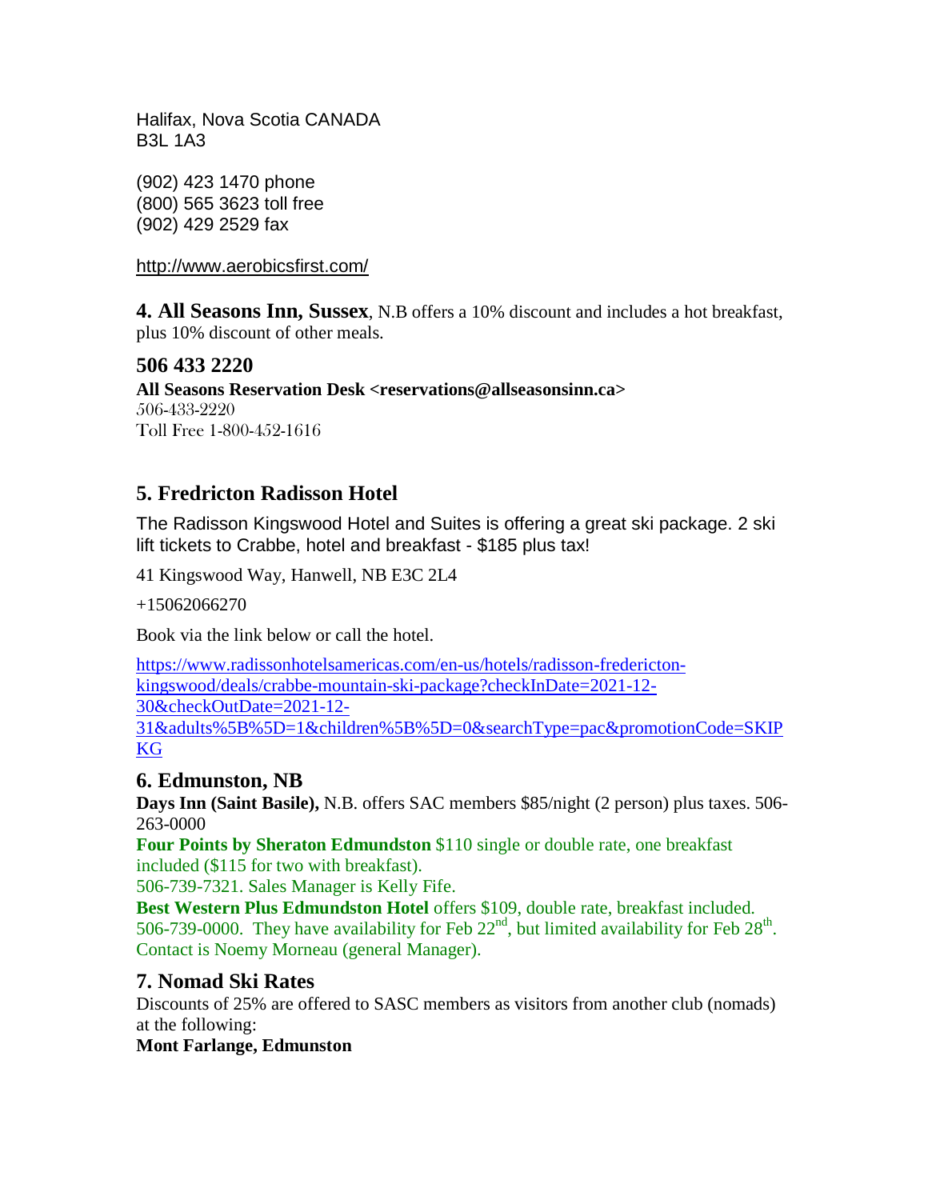Halifax, Nova Scotia CANADA
B3L 1A3

(902) 423 1470 phone
(800) 565 3623 toll free
(902) 429 2529 fax

http://www.aerobicsfirst.com/

**4. All Seasons Inn, Sussex**, N.B offers a 10% discount and includes a hot breakfast, plus 10% discount of other meals.

### 506 433 2220

**All Seasons Reservation Desk <reservations@allseasonsinn.ca>**
506-433-2220
Toll Free 1-800-452-1616

## 5. Fredricton Radisson Hotel

The Radisson Kingswood Hotel and Suites is offering a great ski package. 2 ski lift tickets to Crabbe, hotel and breakfast - $185 plus tax!

41 Kingswood Way, Hanwell, NB E3C 2L4

+15062066270

Book via the link below or call the hotel.

https://www.radissonhotelsamericas.com/en-us/hotels/radisson-fredericton-kingswood/deals/crabbe-mountain-ski-package?checkInDate=2021-12-30&checkOutDate=2021-12-31&adults%5B%5D=1&children%5B%5D=0&searchType=pac&promotionCode=SKIPKG

## 6. Edmunston, NB

**Days Inn (Saint Basile),** N.B. offers SAC members $85/night (2 person) plus taxes. 506-263-0000

**Four Points by Sheraton Edmundston** $110 single or double rate, one breakfast included ($115 for two with breakfast).
506-739-7321. Sales Manager is Kelly Fife.

**Best Western Plus Edmundston Hotel** offers $109, double rate, breakfast included. 506-739-0000. They have availability for Feb 22nd, but limited availability for Feb 28th. Contact is Noemy Morneau (general Manager).

## 7. Nomad Ski Rates

Discounts of 25% are offered to SASC members as visitors from another club (nomads) at the following:

**Mont Farlange, Edmunston**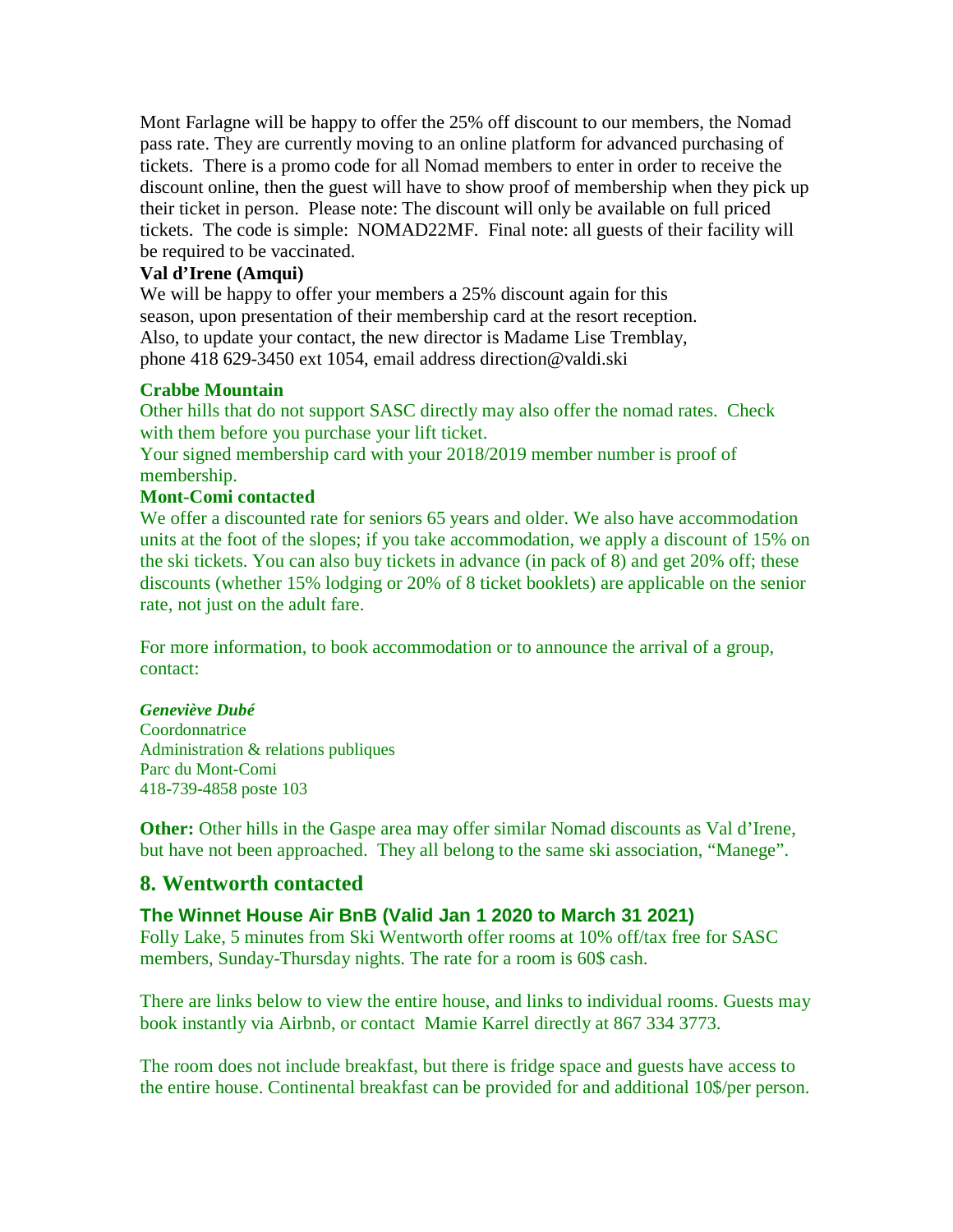Mont Farlagne will be happy to offer the 25% off discount to our members, the Nomad pass rate. They are currently moving to an online platform for advanced purchasing of tickets. There is a promo code for all Nomad members to enter in order to receive the discount online, then the guest will have to show proof of membership when they pick up their ticket in person. Please note: The discount will only be available on full priced tickets. The code is simple: NOMAD22MF. Final note: all guests of their facility will be required to be vaccinated.

**Val d'Irene (Amqui)**

We will be happy to offer your members a 25% discount again for this season, upon presentation of their membership card at the resort reception. Also, to update your contact, the new director is Madame Lise Tremblay, phone 418 629-3450 ext 1054, email address direction@valdi.ski

**Crabbe Mountain**

Other hills that do not support SASC directly may also offer the nomad rates. Check with them before you purchase your lift ticket.

Your signed membership card with your 2018/2019 member number is proof of membership.

**Mont-Comi contacted**

We offer a discounted rate for seniors 65 years and older. We also have accommodation units at the foot of the slopes; if you take accommodation, we apply a discount of 15% on the ski tickets. You can also buy tickets in advance (in pack of 8) and get 20% off; these discounts (whether 15% lodging or 20% of 8 ticket booklets) are applicable on the senior rate, not just on the adult fare.

For more information, to book accommodation or to announce the arrival of a group, contact:

***Geneviève Dubé***
Coordonnatrice
Administration & relations publiques
Parc du Mont-Comi
418-739-4858 poste 103

**Other:** Other hills in the Gaspe area may offer similar Nomad discounts as Val d'Irene, but have not been approached. They all belong to the same ski association, "Manege".

## 8. Wentworth contacted

### The Winnet House Air BnB (Valid Jan 1 2020 to March 31 2021)

Folly Lake, 5 minutes from Ski Wentworth offer rooms at 10% off/tax free for SASC members, Sunday-Thursday nights. The rate for a room is 60$ cash.

There are links below to view the entire house, and links to individual rooms. Guests may book instantly via Airbnb, or contact Mamie Karrel directly at 867 334 3773.

The room does not include breakfast, but there is fridge space and guests have access to the entire house. Continental breakfast can be provided for and additional 10$/per person.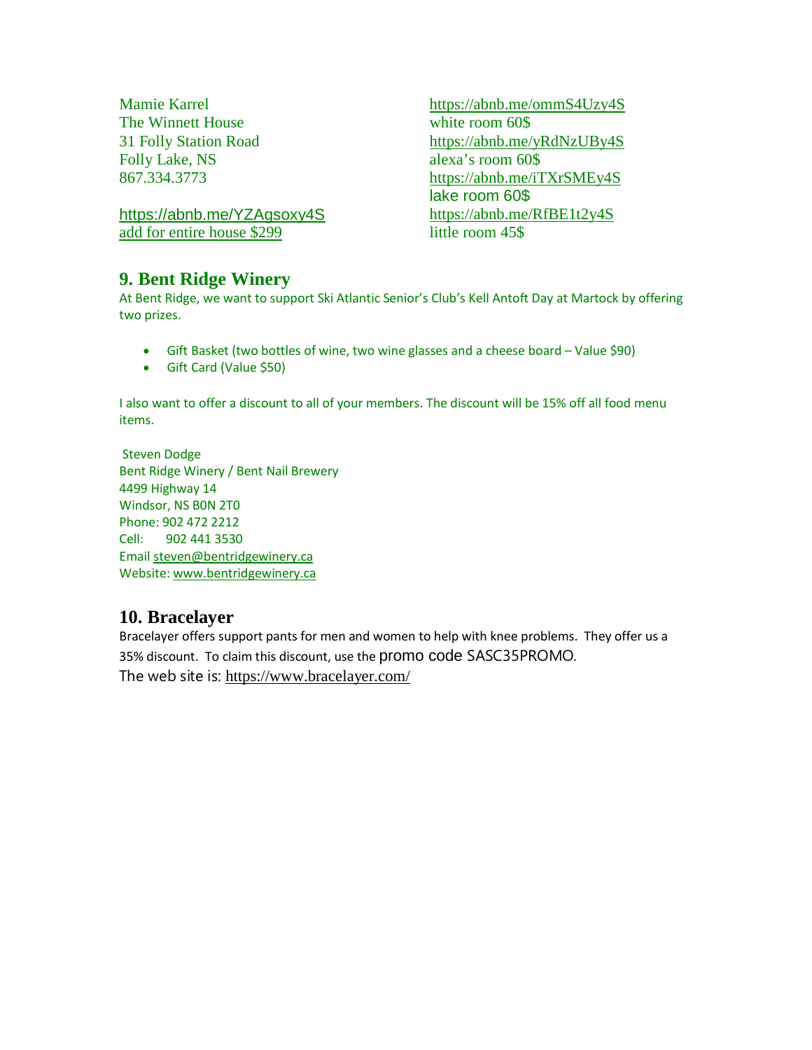Mamie Karrel
The Winnett House
31 Folly Station Road
Folly Lake, NS
867.334.3773

https://abnb.me/YZAgsoxy4S
add for entire house $299

https://abnb.me/ommS4Uzy4S
white room 60$
https://abnb.me/yRdNzUBy4S
alexa's room 60$
https://abnb.me/iTXrSMEy4S
lake room 60$
https://abnb.me/RfBE1t2y4S
little room 45$

## 9. Bent Ridge Winery

At Bent Ridge, we want to support Ski Atlantic Senior's Club's Kell Antoft Day at Martock by offering two prizes.

- Gift Basket (two bottles of wine, two wine glasses and a cheese board – Value $90)
- Gift Card (Value $50)

I also want to offer a discount to all of your members. The discount will be 15% off all food menu items.

Steven Dodge
Bent Ridge Winery / Bent Nail Brewery
4499 Highway 14
Windsor, NS B0N 2T0
Phone: 902 472 2212
Cell: 902 441 3530
Email steven@bentridgewinery.ca
Website: www.bentridgewinery.ca

## 10. Bracelayer

Bracelayer offers support pants for men and women to help with knee problems. They offer us a 35% discount. To claim this discount, use the promo code SASC35PROMO.
The web site is: https://www.bracelayer.com/